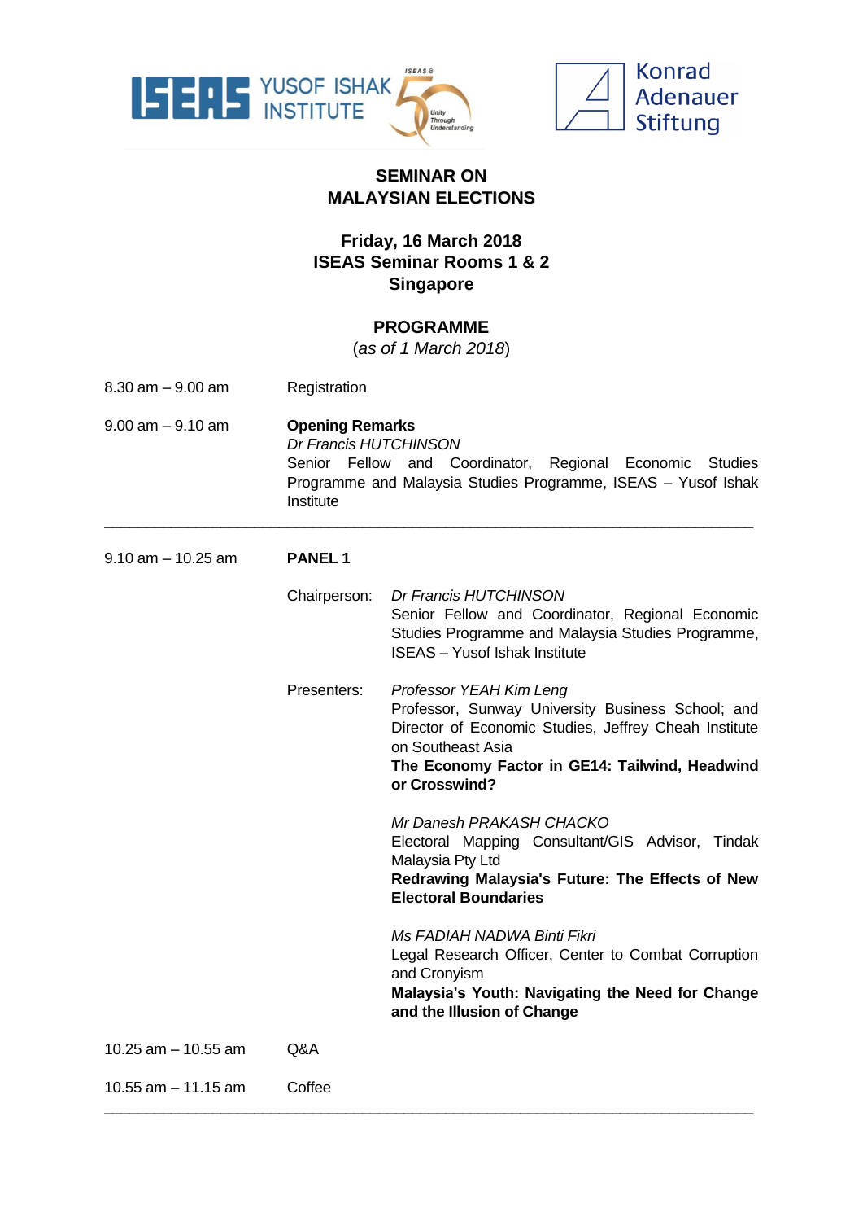# SEMINAR ON MALAYSIAN ELECTIONS

**Friday, 16 March 2018**
**ISEAS Seminar Rooms 1 & 2**
**Singapore**

## PROGRAMME

(*as of 1 March 2018*)

8.30 am – 9.00 am Registration

9.00 am – 9.10 am **Opening Remarks**
*Dr Francis HUTCHINSON*
Senior Fellow and Coordinator, Regional Economic Studies Programme and Malaysia Studies Programme, ISEAS – Yusof Ishak Institute

---

9.10 am – 10.25 am **PANEL 1**

Chairperson: *Dr Francis HUTCHINSON*
Senior Fellow and Coordinator, Regional Economic Studies Programme and Malaysia Studies Programme, ISEAS – Yusof Ishak Institute

Presenters: *Professor YEAH Kim Leng*
Professor, Sunway University Business School; and Director of Economic Studies, Jeffrey Cheah Institute on Southeast Asia
**The Economy Factor in GE14: Tailwind, Headwind or Crosswind?**

*Mr Danesh PRAKASH CHACKO*
Electoral Mapping Consultant/GIS Advisor, Tindak Malaysia Pty Ltd
**Redrawing Malaysia's Future: The Effects of New Electoral Boundaries**

*Ms FADIAH NADWA Binti Fikri*
Legal Research Officer, Center to Combat Corruption and Cronyism
**Malaysia's Youth: Navigating the Need for Change and the Illusion of Change**

10.25 am – 10.55 am Q&A

10.55 am – 11.15 am Coffee

---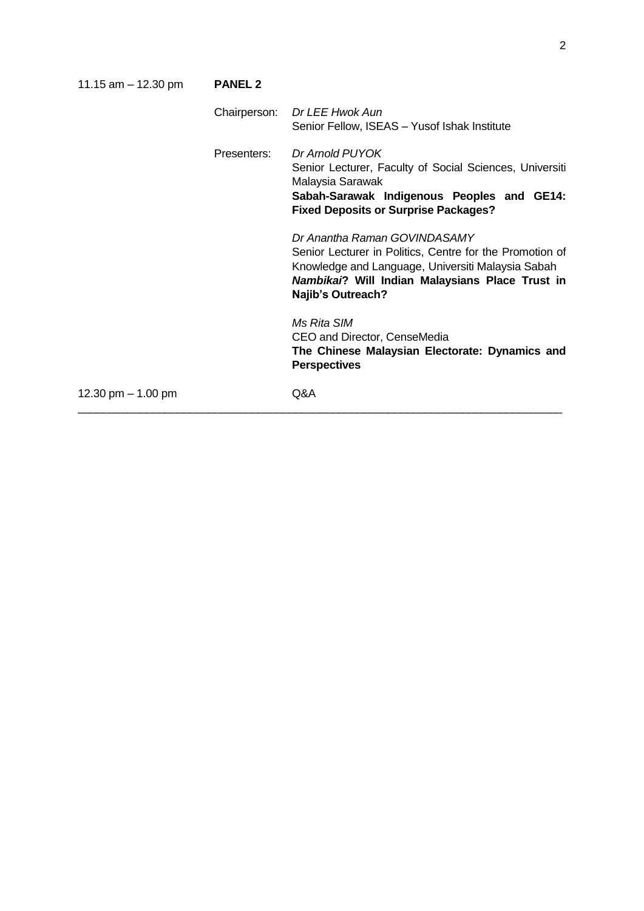| | | |
|---|---|---|
| 11.15 am – 12.30 pm | **PANEL 2** | |
| | Chairperson: | *Dr LEE Hwok Aun*<br>Senior Fellow, ISEAS – Yusof Ishak Institute |
| | Presenters: | *Dr Arnold PUYOK*<br>Senior Lecturer, Faculty of Social Sciences, Universiti Malaysia Sarawak<br>**Sabah-Sarawak Indigenous Peoples and GE14: Fixed Deposits or Surprise Packages?** |
| | | *Dr Anantha Raman GOVINDASAMY*<br>Senior Lecturer in Politics, Centre for the Promotion of Knowledge and Language, Universiti Malaysia Sabah<br>***Nambikai*? Will Indian Malaysians Place Trust in Najib's Outreach?** |
| | | *Ms Rita SIM*<br>CEO and Director, CenseMedia<br>**The Chinese Malaysian Electorate: Dynamics and Perspectives** |
| 12.30 pm – 1.00 pm | | Q&A |